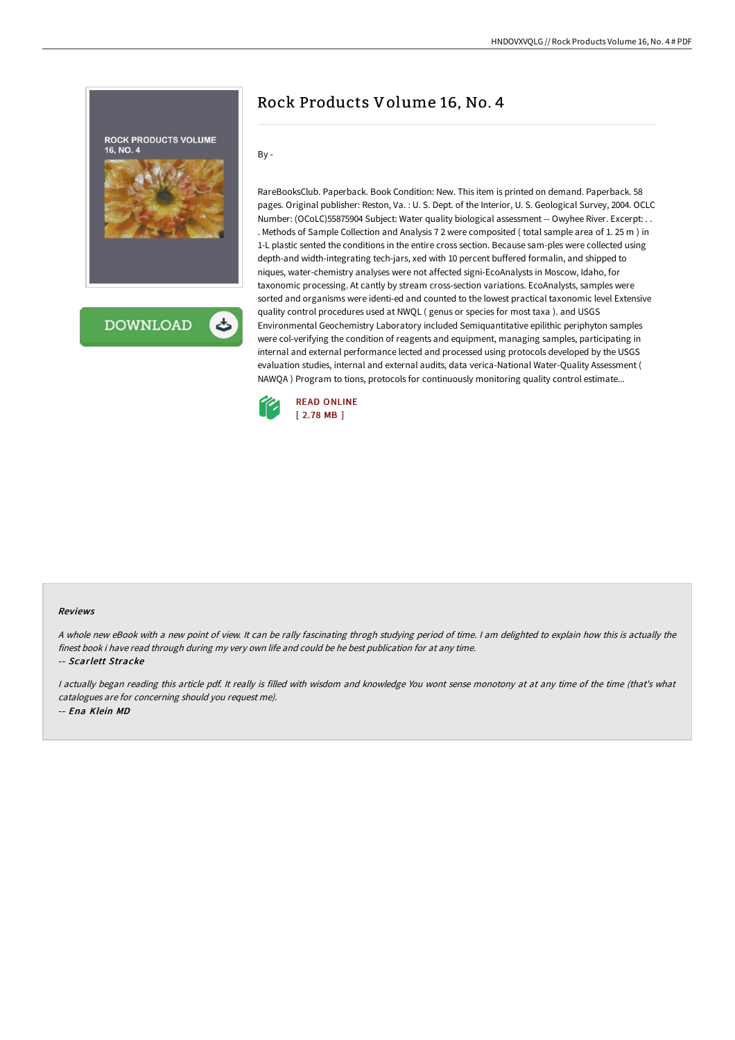# Rock Products Volume 16, No. 4

By -

RareBooksClub. Paperback. Book Condition: New. This item is printed on demand. Paperback. 58 pages. Original publisher: Reston, Va. : U. S. Dept. of the Interior, U. S. Geological Survey, 2004. OCLC Number: (OCoLC)55875904 Subject: Water quality biological assessment -- Owyhee River. Excerpt: . . . Methods of Sample Collection and Analysis 7 2 were composited ( total sample area of 1. 25 m ) in 1-L plastic sented the conditions in the entire cross section. Because sam-ples were collected using depth-and width-integrating tech-jars, xed with 10 percent buffered formalin, and shipped to niques, water-chemistry analyses were not affected signi-EcoAnalysts in Moscow, Idaho, for taxonomic processing. At cantly by stream cross-section variations. EcoAnalysts, samples were sorted and organisms were identi-ed and counted to the lowest practical taxonomic level Extensive quality control procedures used at NWQL ( genus or species for most taxa ). and USGS Environmental Geochemistry Laboratory included Semiquantitative epilithic periphyton samples were col-verifying the condition of reagents and equipment, managing samples, participating in internal and external performance lected and processed using protocols developed by the USGS evaluation studies, internal and external audits, data verica-National Water-Quality Assessment ( NAWQA ) Program to tions, protocols for continuously monitoring quality control estimate...

READ ONLINE
[ 2.78 MB ]

## Reviews

*A whole new eBook with a new point of view. It can be rally fascinating throgh studying period of time. I am delighted to explain how this is actually the finest book i have read through during my very own life and could be he best publication for at any time.*

-- *Scarlett Stracke*

*I actually began reading this article pdf. It really is filled with wisdom and knowledge You wont sense monotony at at any time of the time (that's what catalogues are for concerning should you request me).*

-- *Ena Klein MD*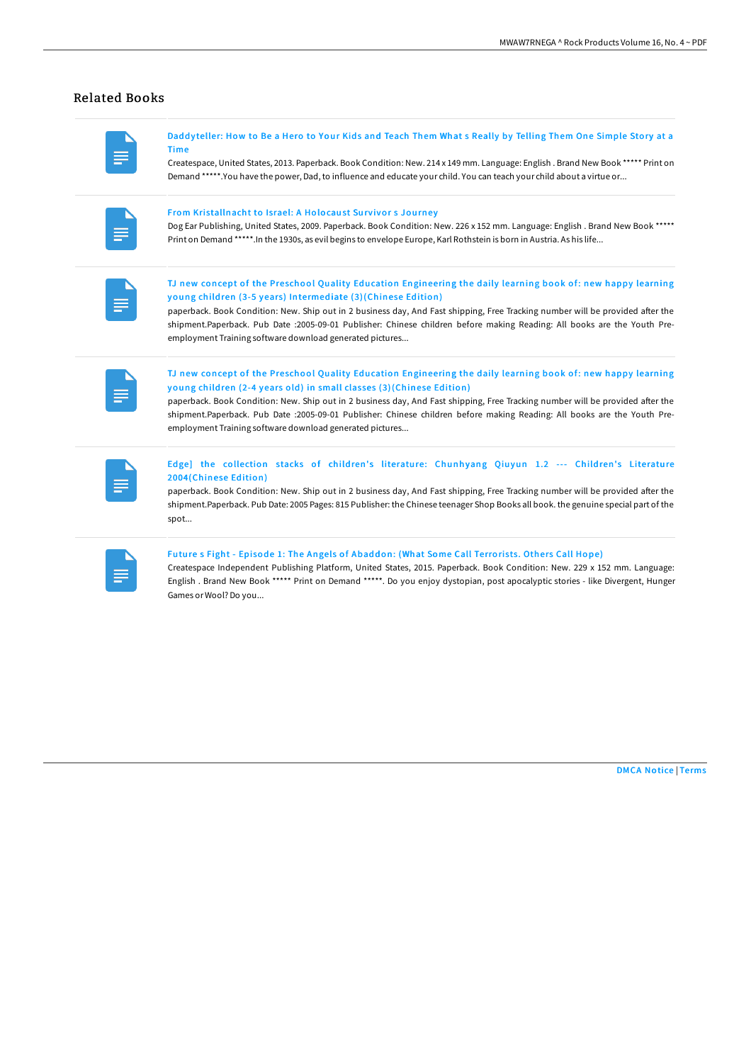## Related Books

**Daddyteller: How to Be a Hero to Your Kids and Teach Them What s Really by Telling Them One Simple Story at a Time**

Createspace, United States, 2013. Paperback. Book Condition: New. 214 x 149 mm. Language: English . Brand New Book ***** Print on Demand *****.You have the power, Dad, to influence and educate your child. You can teach your child about a virtue or...

**From Kristallnacht to Israel: A Holocaust Survivor s Journey**

Dog Ear Publishing, United States, 2009. Paperback. Book Condition: New. 226 x 152 mm. Language: English . Brand New Book ***** Print on Demand *****.In the 1930s, as evil begins to envelope Europe, Karl Rothstein is born in Austria. As his life...

**TJ new concept of the Preschool Quality Education Engineering the daily learning book of: new happy learning young children (3-5 years) Intermediate (3)(Chinese Edition)**

paperback. Book Condition: New. Ship out in 2 business day, And Fast shipping, Free Tracking number will be provided after the shipment.Paperback. Pub Date :2005-09-01 Publisher: Chinese children before making Reading: All books are the Youth Pre-employment Training software download generated pictures...

**TJ new concept of the Preschool Quality Education Engineering the daily learning book of: new happy learning young children (2-4 years old) in small classes (3)(Chinese Edition)**

paperback. Book Condition: New. Ship out in 2 business day, And Fast shipping, Free Tracking number will be provided after the shipment.Paperback. Pub Date :2005-09-01 Publisher: Chinese children before making Reading: All books are the Youth Pre-employment Training software download generated pictures...

**Edge] the collection stacks of children's literature: Chunhyang Qiuyun 1.2 --- Children's Literature 2004(Chinese Edition)**

paperback. Book Condition: New. Ship out in 2 business day, And Fast shipping, Free Tracking number will be provided after the shipment.Paperback. Pub Date: 2005 Pages: 815 Publisher: the Chinese teenager Shop Books all book. the genuine special part of the spot...

**Future s Fight - Episode 1: The Angels of Abaddon: (What Some Call Terrorists. Others Call Hope)**

Createspace Independent Publishing Platform, United States, 2015. Paperback. Book Condition: New. 229 x 152 mm. Language: English . Brand New Book ***** Print on Demand *****. Do you enjoy dystopian, post apocalyptic stories - like Divergent, Hunger Games or Wool? Do you...